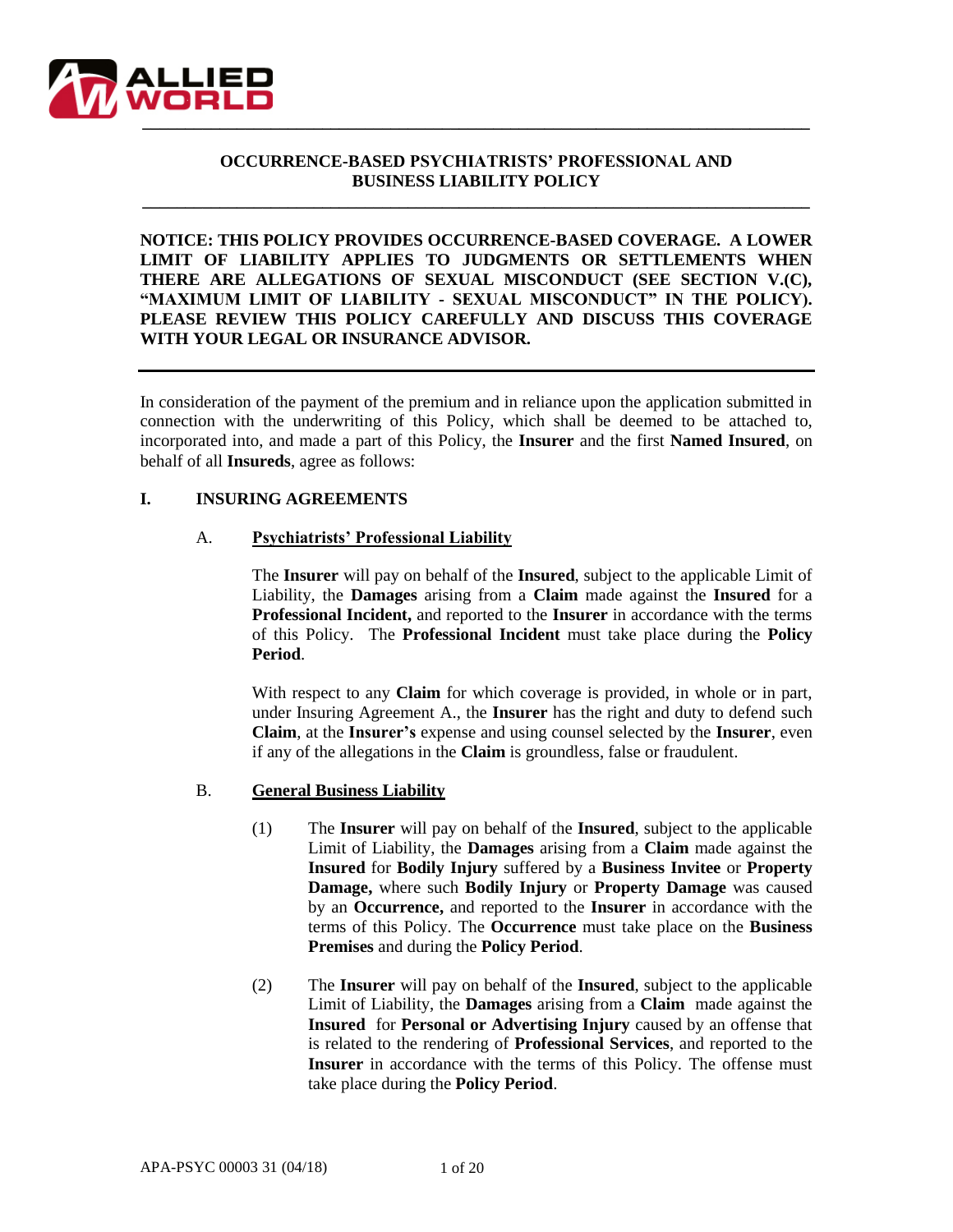# OCCURRENCE-BASED PSYCHIATRISTS' PROFESSIONAL AND BUSINESS LIABILITY POLICY

**NOTICE: THIS POLICY PROVIDES OCCURRENCE-BASED COVERAGE. A LOWER LIMIT OF LIABILITY APPLIES TO JUDGMENTS OR SETTLEMENTS WHEN THERE ARE ALLEGATIONS OF SEXUAL MISCONDUCT (SEE SECTION V.(C), "MAXIMUM LIMIT OF LIABILITY - SEXUAL MISCONDUCT" IN THE POLICY). PLEASE REVIEW THIS POLICY CAREFULLY AND DISCUSS THIS COVERAGE WITH YOUR LEGAL OR INSURANCE ADVISOR.**

---

In consideration of the payment of the premium and in reliance upon the application submitted in connection with the underwriting of this Policy, which shall be deemed to be attached to, incorporated into, and made a part of this Policy, the **Insurer** and the first **Named Insured**, on behalf of all **Insureds**, agree as follows:

## I. INSURING AGREEMENTS

### A. Psychiatrists' Professional Liability

The **Insurer** will pay on behalf of the **Insured**, subject to the applicable Limit of Liability, the **Damages** arising from a **Claim** made against the **Insured** for a **Professional Incident,** and reported to the **Insurer** in accordance with the terms of this Policy. The **Professional Incident** must take place during the **Policy Period**.

With respect to any **Claim** for which coverage is provided, in whole or in part, under Insuring Agreement A., the **Insurer** has the right and duty to defend such **Claim**, at the **Insurer's** expense and using counsel selected by the **Insurer**, even if any of the allegations in the **Claim** is groundless, false or fraudulent.

### B. General Business Liability

(1) The **Insurer** will pay on behalf of the **Insured**, subject to the applicable Limit of Liability, the **Damages** arising from a **Claim** made against the **Insured** for **Bodily Injury** suffered by a **Business Invitee** or **Property Damage,** where such **Bodily Injury** or **Property Damage** was caused by an **Occurrence,** and reported to the **Insurer** in accordance with the terms of this Policy. The **Occurrence** must take place on the **Business Premises** and during the **Policy Period**.

(2) The **Insurer** will pay on behalf of the **Insured**, subject to the applicable Limit of Liability, the **Damages** arising from a **Claim** made against the **Insured** for **Personal or Advertising Injury** caused by an offense that is related to the rendering of **Professional Services**, and reported to the **Insurer** in accordance with the terms of this Policy. The offense must take place during the **Policy Period**.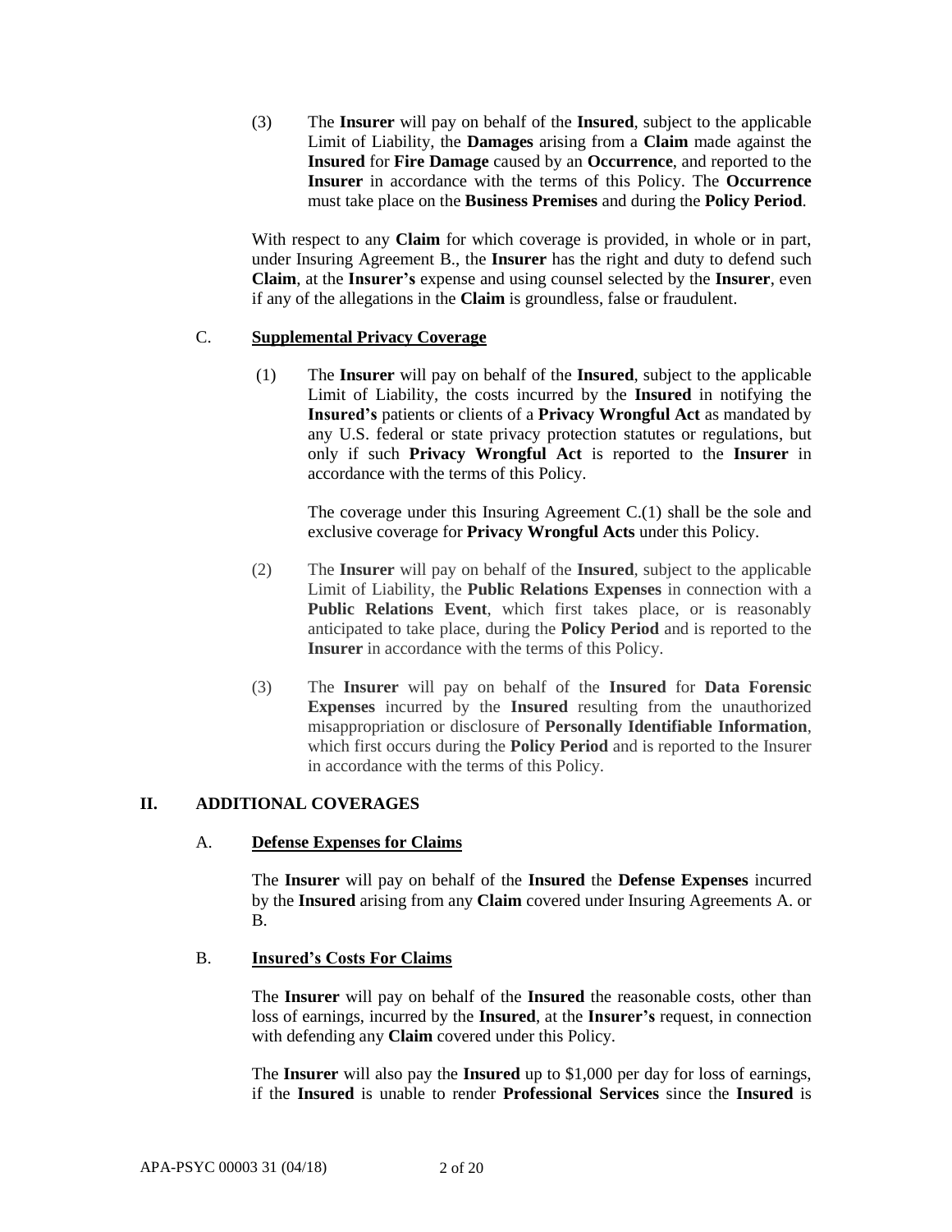(3) The **Insurer** will pay on behalf of the **Insured**, subject to the applicable Limit of Liability, the **Damages** arising from a **Claim** made against the **Insured** for **Fire Damage** caused by an **Occurrence**, and reported to the **Insurer** in accordance with the terms of this Policy. The **Occurrence** must take place on the **Business Premises** and during the **Policy Period**.

With respect to any **Claim** for which coverage is provided, in whole or in part, under Insuring Agreement B., the **Insurer** has the right and duty to defend such **Claim**, at the **Insurer's** expense and using counsel selected by the **Insurer**, even if any of the allegations in the **Claim** is groundless, false or fraudulent.

C. **Supplemental Privacy Coverage**

(1) The **Insurer** will pay on behalf of the **Insured**, subject to the applicable Limit of Liability, the costs incurred by the **Insured** in notifying the **Insured's** patients or clients of a **Privacy Wrongful Act** as mandated by any U.S. federal or state privacy protection statutes or regulations, but only if such **Privacy Wrongful Act** is reported to the **Insurer** in accordance with the terms of this Policy.

The coverage under this Insuring Agreement C.(1) shall be the sole and exclusive coverage for **Privacy Wrongful Acts** under this Policy.

(2) The **Insurer** will pay on behalf of the **Insured**, subject to the applicable Limit of Liability, the **Public Relations Expenses** in connection with a **Public Relations Event**, which first takes place, or is reasonably anticipated to take place, during the **Policy Period** and is reported to the **Insurer** in accordance with the terms of this Policy.

(3) The **Insurer** will pay on behalf of the **Insured** for **Data Forensic Expenses** incurred by the **Insured** resulting from the unauthorized misappropriation or disclosure of **Personally Identifiable Information**, which first occurs during the **Policy Period** and is reported to the Insurer in accordance with the terms of this Policy.

## II. ADDITIONAL COVERAGES

A. **Defense Expenses for Claims**

The **Insurer** will pay on behalf of the **Insured** the **Defense Expenses** incurred by the **Insured** arising from any **Claim** covered under Insuring Agreements A. or B.

B. **Insured's Costs For Claims**

The **Insurer** will pay on behalf of the **Insured** the reasonable costs, other than loss of earnings, incurred by the **Insured**, at the **Insurer's** request, in connection with defending any **Claim** covered under this Policy.

The **Insurer** will also pay the **Insured** up to $1,000 per day for loss of earnings, if the **Insured** is unable to render **Professional Services** since the **Insured** is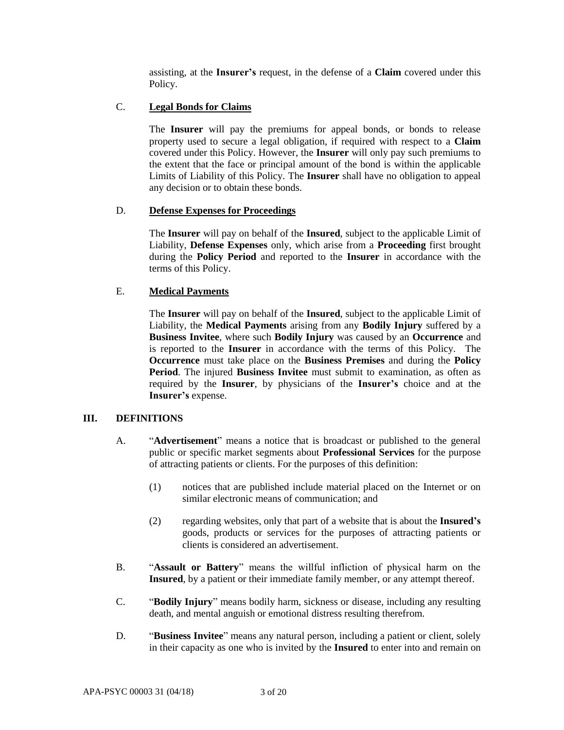assisting, at the **Insurer's** request, in the defense of a **Claim** covered under this Policy.

C. **Legal Bonds for Claims**

The **Insurer** will pay the premiums for appeal bonds, or bonds to release property used to secure a legal obligation, if required with respect to a **Claim** covered under this Policy. However, the **Insurer** will only pay such premiums to the extent that the face or principal amount of the bond is within the applicable Limits of Liability of this Policy. The **Insurer** shall have no obligation to appeal any decision or to obtain these bonds.

D. **Defense Expenses for Proceedings**

The **Insurer** will pay on behalf of the **Insured**, subject to the applicable Limit of Liability, **Defense Expenses** only, which arise from a **Proceeding** first brought during the **Policy Period** and reported to the **Insurer** in accordance with the terms of this Policy.

E. **Medical Payments**

The **Insurer** will pay on behalf of the **Insured**, subject to the applicable Limit of Liability, the **Medical Payments** arising from any **Bodily Injury** suffered by a **Business Invitee**, where such **Bodily Injury** was caused by an **Occurrence** and is reported to the **Insurer** in accordance with the terms of this Policy. The **Occurrence** must take place on the **Business Premises** and during the **Policy Period**. The injured **Business Invitee** must submit to examination, as often as required by the **Insurer**, by physicians of the **Insurer's** choice and at the **Insurer's** expense.

## III. DEFINITIONS

A. "**Advertisement**" means a notice that is broadcast or published to the general public or specific market segments about **Professional Services** for the purpose of attracting patients or clients. For the purposes of this definition:

(1) notices that are published include material placed on the Internet or on similar electronic means of communication; and

(2) regarding websites, only that part of a website that is about the **Insured's** goods, products or services for the purposes of attracting patients or clients is considered an advertisement.

B. "**Assault or Battery**" means the willful infliction of physical harm on the **Insured**, by a patient or their immediate family member, or any attempt thereof.

C. "**Bodily Injury**" means bodily harm, sickness or disease, including any resulting death, and mental anguish or emotional distress resulting therefrom.

D. "**Business Invitee**" means any natural person, including a patient or client, solely in their capacity as one who is invited by the **Insured** to enter into and remain on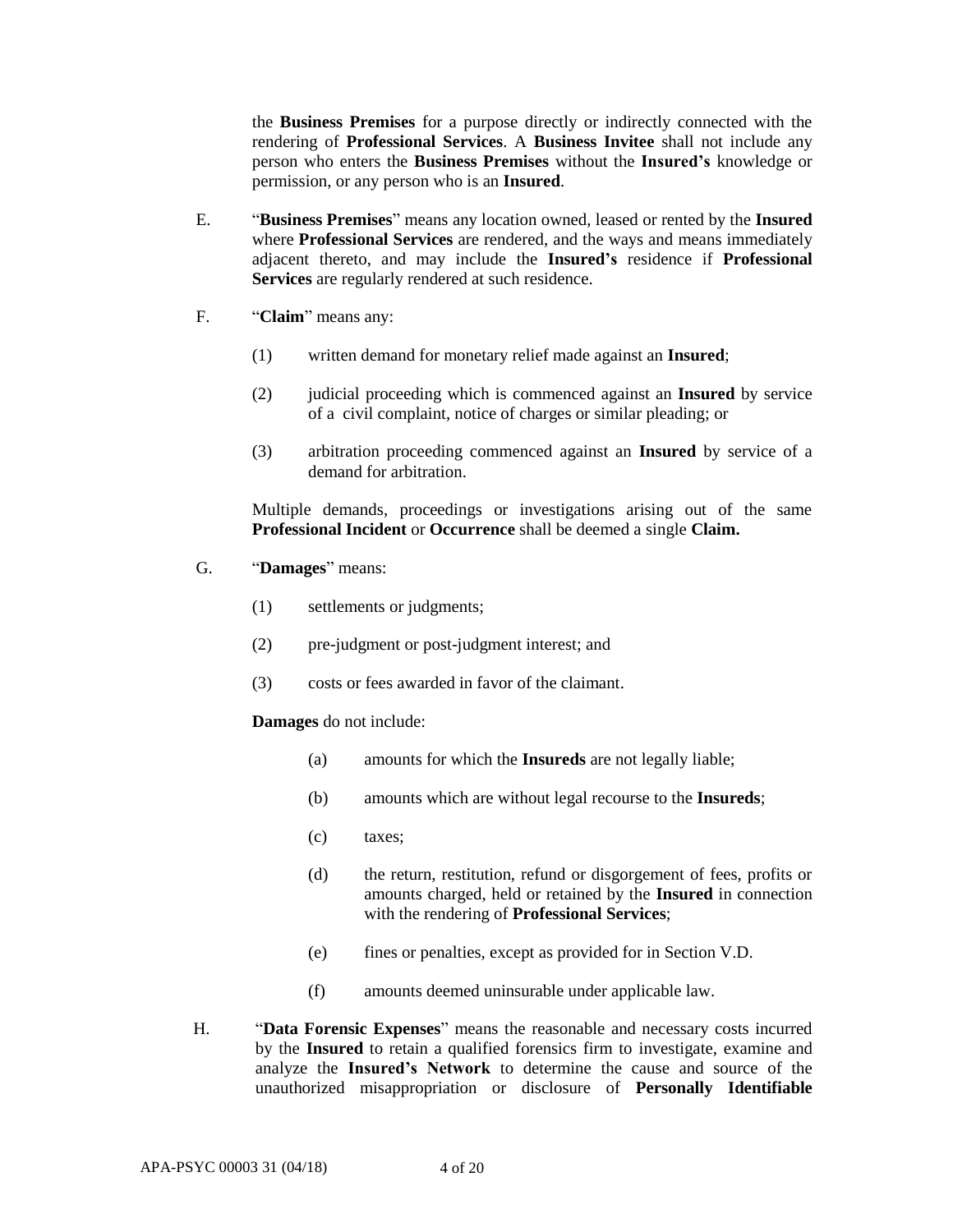the **Business Premises** for a purpose directly or indirectly connected with the rendering of **Professional Services**. A **Business Invitee** shall not include any person who enters the **Business Premises** without the **Insured's** knowledge or permission, or any person who is an **Insured**.

E. "**Business Premises**" means any location owned, leased or rented by the **Insured** where **Professional Services** are rendered, and the ways and means immediately adjacent thereto, and may include the **Insured's** residence if **Professional Services** are regularly rendered at such residence.

F. "**Claim**" means any:

(1) written demand for monetary relief made against an **Insured**;

(2) judicial proceeding which is commenced against an **Insured** by service of a civil complaint, notice of charges or similar pleading; or

(3) arbitration proceeding commenced against an **Insured** by service of a demand for arbitration.

Multiple demands, proceedings or investigations arising out of the same **Professional Incident** or **Occurrence** shall be deemed a single **Claim.**

G. "**Damages**" means:

(1) settlements or judgments;

(2) pre-judgment or post-judgment interest; and

(3) costs or fees awarded in favor of the claimant.

**Damages** do not include:

(a) amounts for which the **Insureds** are not legally liable;

(b) amounts which are without legal recourse to the **Insureds**;

(c) taxes;

(d) the return, restitution, refund or disgorgement of fees, profits or amounts charged, held or retained by the **Insured** in connection with the rendering of **Professional Services**;

(e) fines or penalties, except as provided for in Section V.D.

(f) amounts deemed uninsurable under applicable law.

H. "**Data Forensic Expenses**" means the reasonable and necessary costs incurred by the **Insured** to retain a qualified forensics firm to investigate, examine and analyze the **Insured's Network** to determine the cause and source of the unauthorized misappropriation or disclosure of **Personally Identifiable**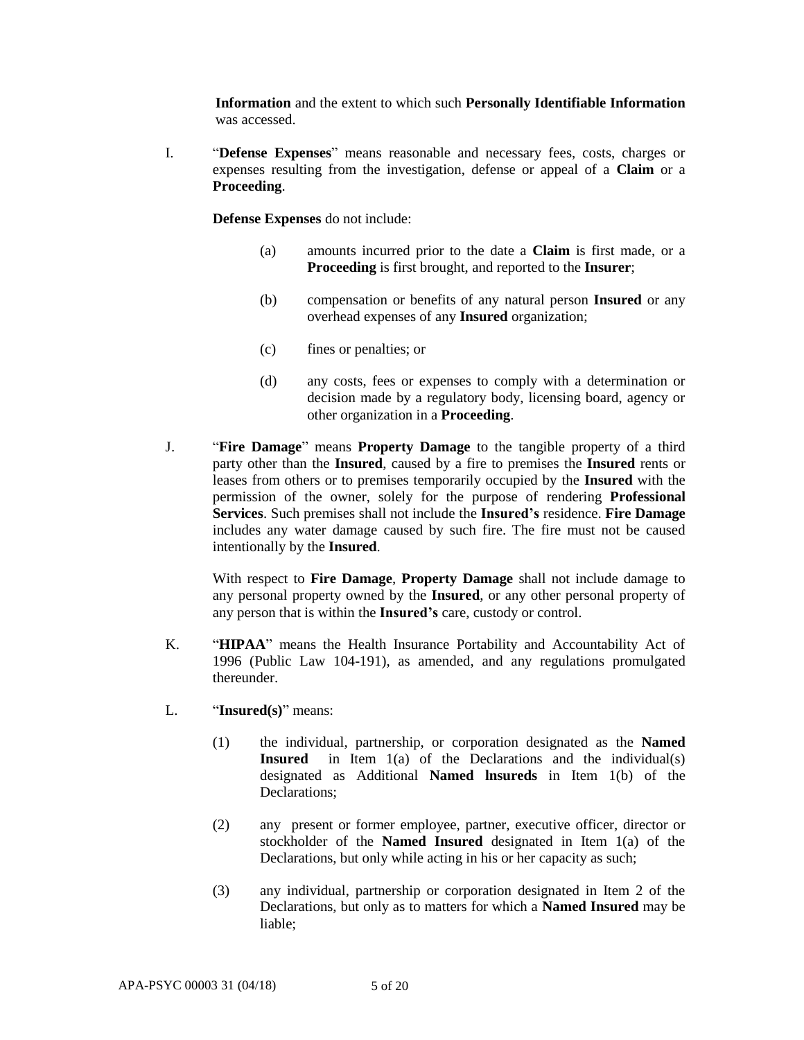**Information** and the extent to which such **Personally Identifiable Information** was accessed.

I. "**Defense Expenses**" means reasonable and necessary fees, costs, charges or expenses resulting from the investigation, defense or appeal of a **Claim** or a **Proceeding**.

   **Defense Expenses** do not include:

   (a) amounts incurred prior to the date a **Claim** is first made, or a **Proceeding** is first brought, and reported to the **Insurer**;

   (b) compensation or benefits of any natural person **Insured** or any overhead expenses of any **Insured** organization;

   (c) fines or penalties; or

   (d) any costs, fees or expenses to comply with a determination or decision made by a regulatory body, licensing board, agency or other organization in a **Proceeding**.

J. "**Fire Damage**" means **Property Damage** to the tangible property of a third party other than the **Insured**, caused by a fire to premises the **Insured** rents or leases from others or to premises temporarily occupied by the **Insured** with the permission of the owner, solely for the purpose of rendering **Professional Services**. Such premises shall not include the **Insured's** residence. **Fire Damage** includes any water damage caused by such fire. The fire must not be caused intentionally by the **Insured**.

   With respect to **Fire Damage**, **Property Damage** shall not include damage to any personal property owned by the **Insured**, or any other personal property of any person that is within the **Insured's** care, custody or control.

K. "**HIPAA**" means the Health Insurance Portability and Accountability Act of 1996 (Public Law 104-191), as amended, and any regulations promulgated thereunder.

L. "**Insured(s)**" means:

   (1) the individual, partnership, or corporation designated as the **Named Insured** in Item 1(a) of the Declarations and the individual(s) designated as Additional **Named lnsureds** in Item 1(b) of the Declarations;

   (2) any present or former employee, partner, executive officer, director or stockholder of the **Named Insured** designated in Item 1(a) of the Declarations, but only while acting in his or her capacity as such;

   (3) any individual, partnership or corporation designated in Item 2 of the Declarations, but only as to matters for which a **Named Insured** may be liable;

APA-PSYC 00003 31 (04/18)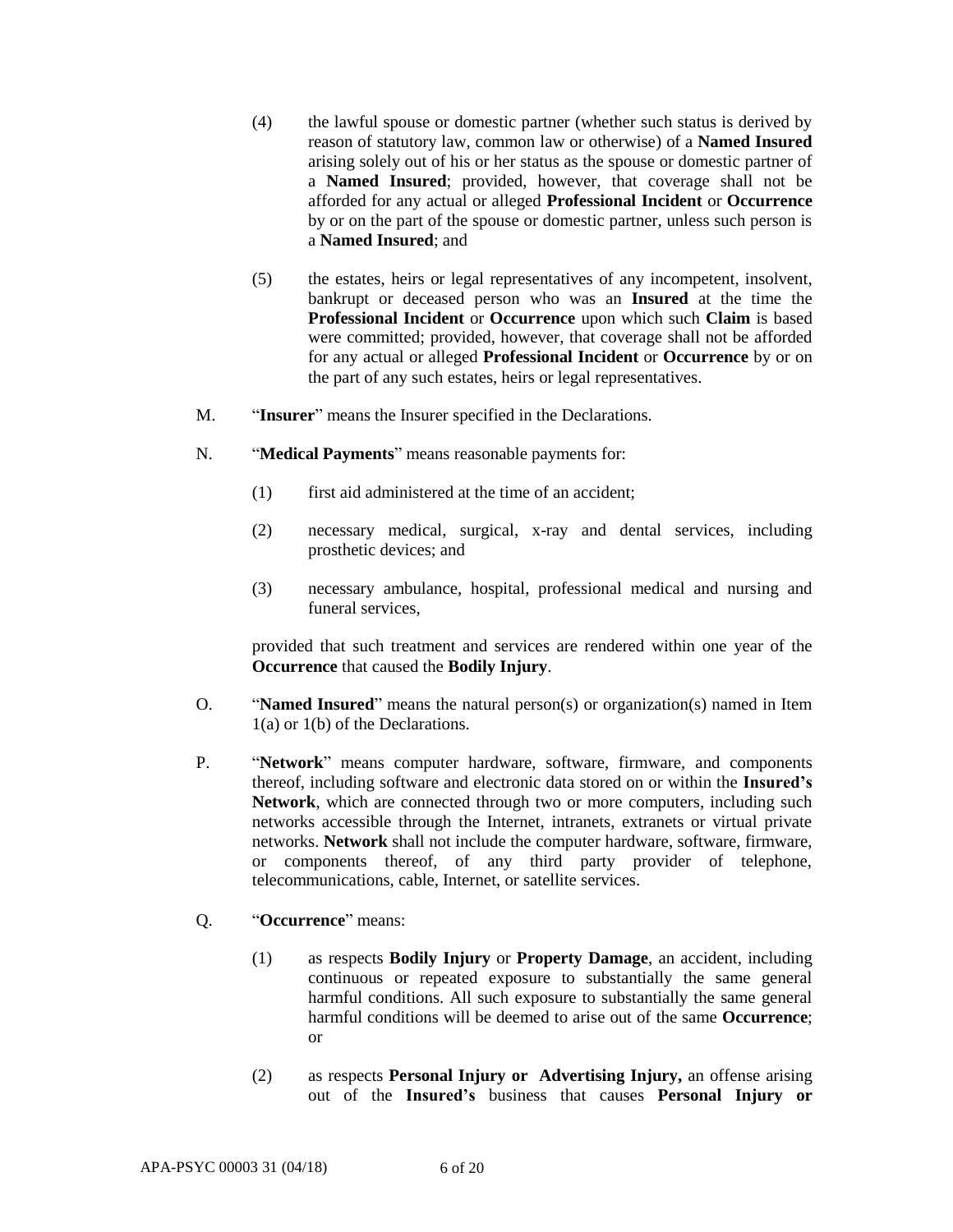(4) the lawful spouse or domestic partner (whether such status is derived by reason of statutory law, common law or otherwise) of a **Named Insured** arising solely out of his or her status as the spouse or domestic partner of a **Named Insured**; provided, however, that coverage shall not be afforded for any actual or alleged **Professional Incident** or **Occurrence** by or on the part of the spouse or domestic partner, unless such person is a **Named Insured**; and

(5) the estates, heirs or legal representatives of any incompetent, insolvent, bankrupt or deceased person who was an **Insured** at the time the **Professional Incident** or **Occurrence** upon which such **Claim** is based were committed; provided, however, that coverage shall not be afforded for any actual or alleged **Professional Incident** or **Occurrence** by or on the part of any such estates, heirs or legal representatives.

M. "**Insurer**" means the Insurer specified in the Declarations.

N. "**Medical Payments**" means reasonable payments for:

(1) first aid administered at the time of an accident;

(2) necessary medical, surgical, x-ray and dental services, including prosthetic devices; and

(3) necessary ambulance, hospital, professional medical and nursing and funeral services,

provided that such treatment and services are rendered within one year of the **Occurrence** that caused the **Bodily Injury**.

O. "**Named Insured**" means the natural person(s) or organization(s) named in Item 1(a) or 1(b) of the Declarations.

P. "**Network**" means computer hardware, software, firmware, and components thereof, including software and electronic data stored on or within the **Insured's Network**, which are connected through two or more computers, including such networks accessible through the Internet, intranets, extranets or virtual private networks. **Network** shall not include the computer hardware, software, firmware, or components thereof, of any third party provider of telephone, telecommunications, cable, Internet, or satellite services.

Q. "**Occurrence**" means:

(1) as respects **Bodily Injury** or **Property Damage**, an accident, including continuous or repeated exposure to substantially the same general harmful conditions. All such exposure to substantially the same general harmful conditions will be deemed to arise out of the same **Occurrence**; or

(2) as respects **Personal Injury or Advertising Injury,** an offense arising out of the **Insured's** business that causes **Personal Injury or**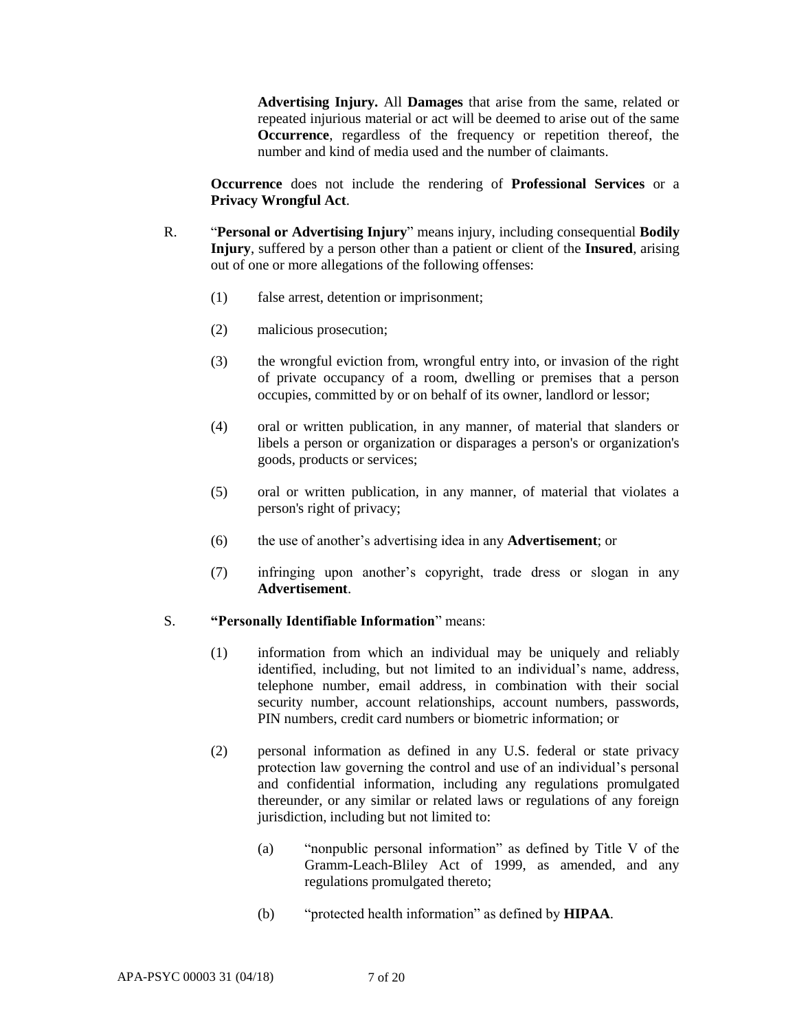**Advertising Injury.** All **Damages** that arise from the same, related or repeated injurious material or act will be deemed to arise out of the same **Occurrence**, regardless of the frequency or repetition thereof, the number and kind of media used and the number of claimants.

**Occurrence** does not include the rendering of **Professional Services** or a **Privacy Wrongful Act**.

R. "**Personal or Advertising Injury**" means injury, including consequential **Bodily Injury**, suffered by a person other than a patient or client of the **Insured**, arising out of one or more allegations of the following offenses:

(1) false arrest, detention or imprisonment;

(2) malicious prosecution;

(3) the wrongful eviction from, wrongful entry into, or invasion of the right of private occupancy of a room, dwelling or premises that a person occupies, committed by or on behalf of its owner, landlord or lessor;

(4) oral or written publication, in any manner, of material that slanders or libels a person or organization or disparages a person's or organization's goods, products or services;

(5) oral or written publication, in any manner, of material that violates a person's right of privacy;

(6) the use of another's advertising idea in any **Advertisement**; or

(7) infringing upon another's copyright, trade dress or slogan in any **Advertisement**.

S. **"Personally Identifiable Information"** means:

(1) information from which an individual may be uniquely and reliably identified, including, but not limited to an individual's name, address, telephone number, email address, in combination with their social security number, account relationships, account numbers, passwords, PIN numbers, credit card numbers or biometric information; or

(2) personal information as defined in any U.S. federal or state privacy protection law governing the control and use of an individual's personal and confidential information, including any regulations promulgated thereunder, or any similar or related laws or regulations of any foreign jurisdiction, including but not limited to:

(a) "nonpublic personal information" as defined by Title V of the Gramm-Leach-Bliley Act of 1999, as amended, and any regulations promulgated thereto;

(b) "protected health information" as defined by **HIPAA**.

APA-PSYC 00003 31 (04/18)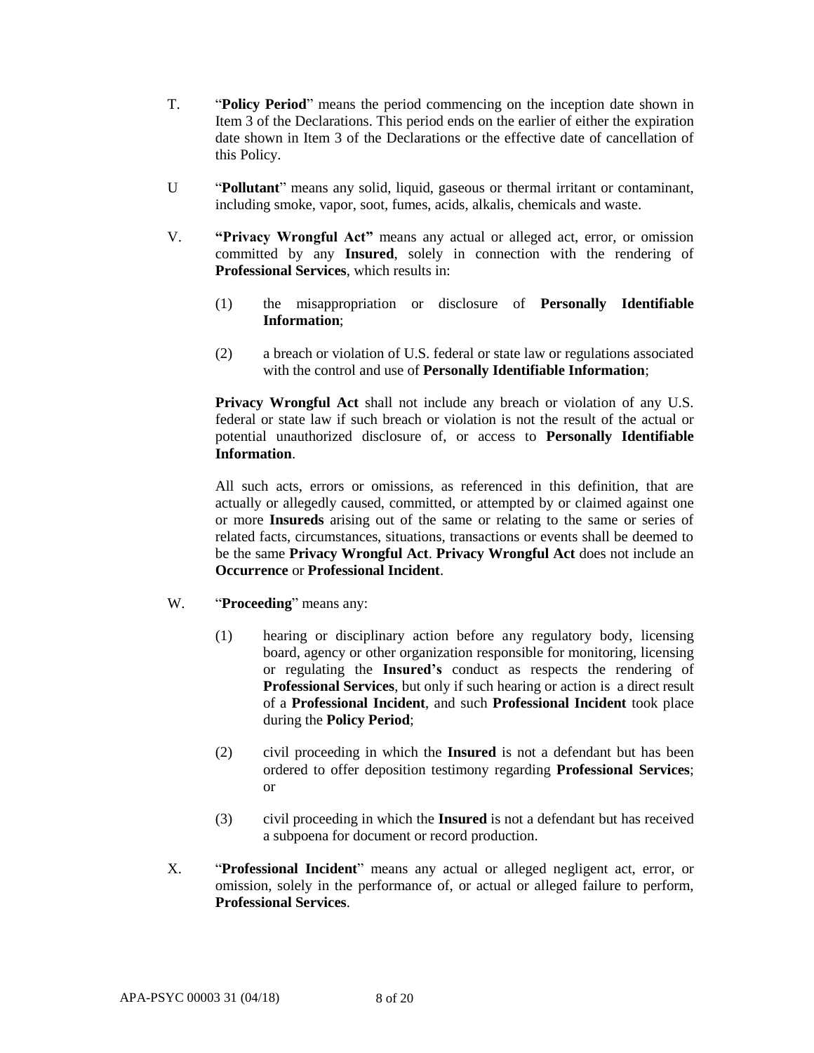T. "**Policy Period**" means the period commencing on the inception date shown in Item 3 of the Declarations. This period ends on the earlier of either the expiration date shown in Item 3 of the Declarations or the effective date of cancellation of this Policy.

U "**Pollutant**" means any solid, liquid, gaseous or thermal irritant or contaminant, including smoke, vapor, soot, fumes, acids, alkalis, chemicals and waste.

V. **"Privacy Wrongful Act"** means any actual or alleged act, error, or omission committed by any **Insured**, solely in connection with the rendering of **Professional Services**, which results in:

(1) the misappropriation or disclosure of **Personally Identifiable Information**;

(2) a breach or violation of U.S. federal or state law or regulations associated with the control and use of **Personally Identifiable Information**;

**Privacy Wrongful Act** shall not include any breach or violation of any U.S. federal or state law if such breach or violation is not the result of the actual or potential unauthorized disclosure of, or access to **Personally Identifiable Information**.

All such acts, errors or omissions, as referenced in this definition, that are actually or allegedly caused, committed, or attempted by or claimed against one or more **Insureds** arising out of the same or relating to the same or series of related facts, circumstances, situations, transactions or events shall be deemed to be the same **Privacy Wrongful Act**. **Privacy Wrongful Act** does not include an **Occurrence** or **Professional Incident**.

W. "**Proceeding**" means any:

(1) hearing or disciplinary action before any regulatory body, licensing board, agency or other organization responsible for monitoring, licensing or regulating the **Insured's** conduct as respects the rendering of **Professional Services**, but only if such hearing or action is a direct result of a **Professional Incident**, and such **Professional Incident** took place during the **Policy Period**;

(2) civil proceeding in which the **Insured** is not a defendant but has been ordered to offer deposition testimony regarding **Professional Services**; or

(3) civil proceeding in which the **Insured** is not a defendant but has received a subpoena for document or record production.

X. "**Professional Incident**" means any actual or alleged negligent act, error, or omission, solely in the performance of, or actual or alleged failure to perform, **Professional Services**.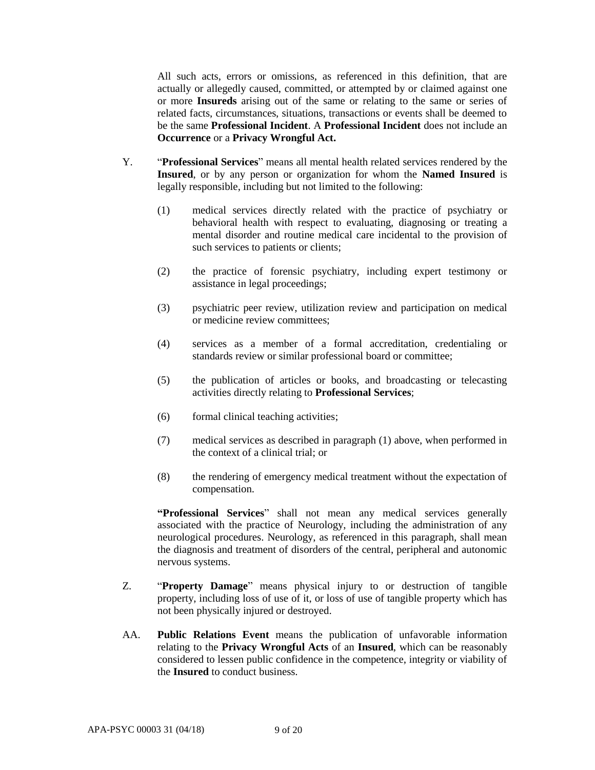All such acts, errors or omissions, as referenced in this definition, that are actually or allegedly caused, committed, or attempted by or claimed against one or more **Insureds** arising out of the same or relating to the same or series of related facts, circumstances, situations, transactions or events shall be deemed to be the same **Professional Incident**. A **Professional Incident** does not include an **Occurrence** or a **Privacy Wrongful Act.**

Y. "**Professional Services**" means all mental health related services rendered by the **Insured**, or by any person or organization for whom the **Named Insured** is legally responsible, including but not limited to the following:

(1) medical services directly related with the practice of psychiatry or behavioral health with respect to evaluating, diagnosing or treating a mental disorder and routine medical care incidental to the provision of such services to patients or clients;

(2) the practice of forensic psychiatry, including expert testimony or assistance in legal proceedings;

(3) psychiatric peer review, utilization review and participation on medical or medicine review committees;

(4) services as a member of a formal accreditation, credentialing or standards review or similar professional board or committee;

(5) the publication of articles or books, and broadcasting or telecasting activities directly relating to **Professional Services**;

(6) formal clinical teaching activities;

(7) medical services as described in paragraph (1) above, when performed in the context of a clinical trial; or

(8) the rendering of emergency medical treatment without the expectation of compensation.

**"Professional Services**" shall not mean any medical services generally associated with the practice of Neurology, including the administration of any neurological procedures. Neurology, as referenced in this paragraph, shall mean the diagnosis and treatment of disorders of the central, peripheral and autonomic nervous systems.

Z. "**Property Damage**" means physical injury to or destruction of tangible property, including loss of use of it, or loss of use of tangible property which has not been physically injured or destroyed.

AA. **Public Relations Event** means the publication of unfavorable information relating to the **Privacy Wrongful Acts** of an **Insured**, which can be reasonably considered to lessen public confidence in the competence, integrity or viability of the **Insured** to conduct business.

APA-PSYC 00003 31 (04/18)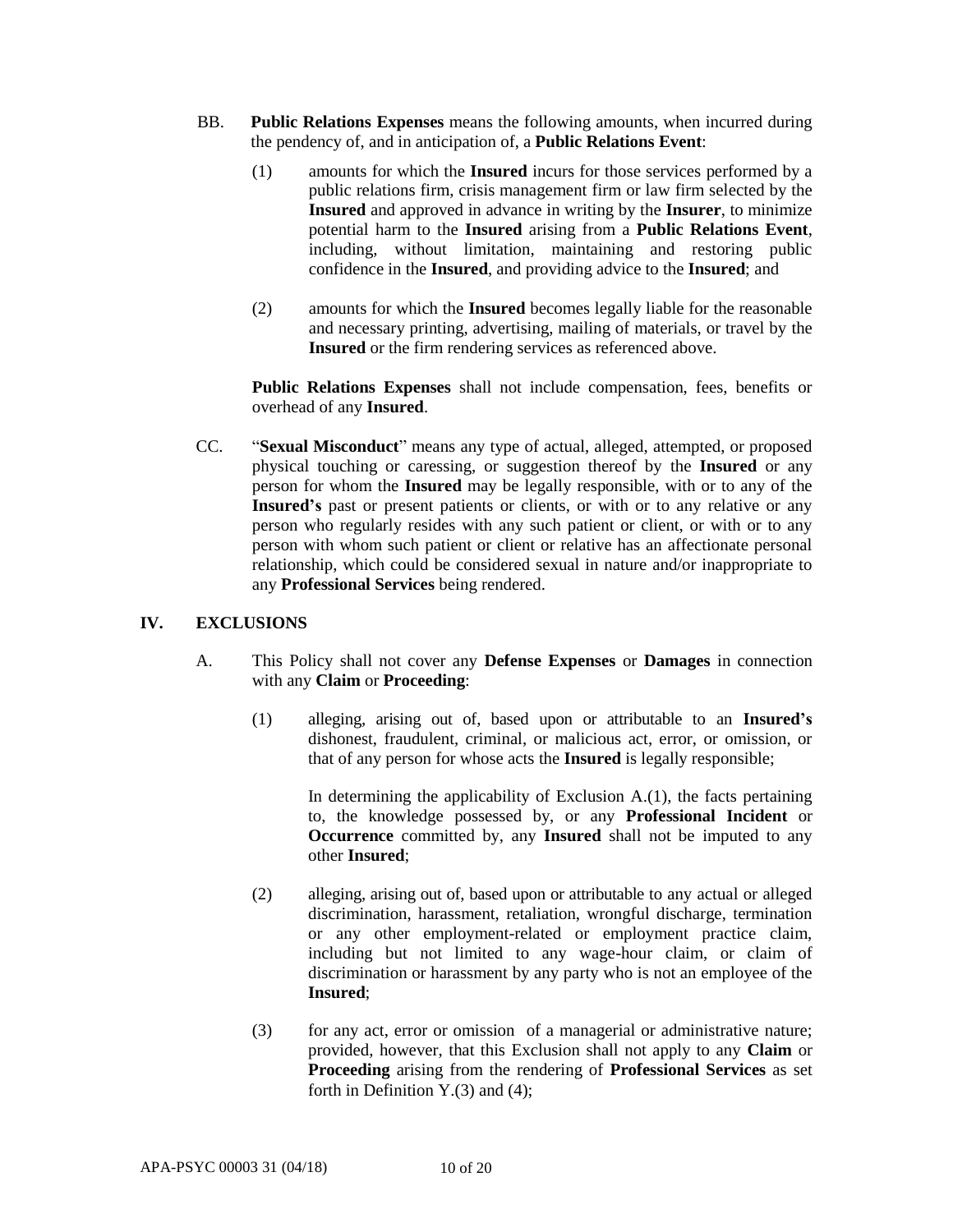BB. **Public Relations Expenses** means the following amounts, when incurred during the pendency of, and in anticipation of, a **Public Relations Event**:

(1) amounts for which the **Insured** incurs for those services performed by a public relations firm, crisis management firm or law firm selected by the **Insured** and approved in advance in writing by the **Insurer**, to minimize potential harm to the **Insured** arising from a **Public Relations Event**, including, without limitation, maintaining and restoring public confidence in the **Insured**, and providing advice to the **Insured**; and

(2) amounts for which the **Insured** becomes legally liable for the reasonable and necessary printing, advertising, mailing of materials, or travel by the **Insured** or the firm rendering services as referenced above.

**Public Relations Expenses** shall not include compensation, fees, benefits or overhead of any **Insured**.

CC. "**Sexual Misconduct**" means any type of actual, alleged, attempted, or proposed physical touching or caressing, or suggestion thereof by the **Insured** or any person for whom the **Insured** may be legally responsible, with or to any of the **Insured's** past or present patients or clients, or with or to any relative or any person who regularly resides with any such patient or client, or with or to any person with whom such patient or client or relative has an affectionate personal relationship, which could be considered sexual in nature and/or inappropriate to any **Professional Services** being rendered.

## IV. EXCLUSIONS

A. This Policy shall not cover any **Defense Expenses** or **Damages** in connection with any **Claim** or **Proceeding**:

(1) alleging, arising out of, based upon or attributable to an **Insured's** dishonest, fraudulent, criminal, or malicious act, error, or omission, or that of any person for whose acts the **Insured** is legally responsible;

In determining the applicability of Exclusion A.(1), the facts pertaining to, the knowledge possessed by, or any **Professional Incident** or **Occurrence** committed by, any **Insured** shall not be imputed to any other **Insured**;

(2) alleging, arising out of, based upon or attributable to any actual or alleged discrimination, harassment, retaliation, wrongful discharge, termination or any other employment-related or employment practice claim, including but not limited to any wage-hour claim, or claim of discrimination or harassment by any party who is not an employee of the **Insured**;

(3) for any act, error or omission of a managerial or administrative nature; provided, however, that this Exclusion shall not apply to any **Claim** or **Proceeding** arising from the rendering of **Professional Services** as set forth in Definition Y.(3) and (4);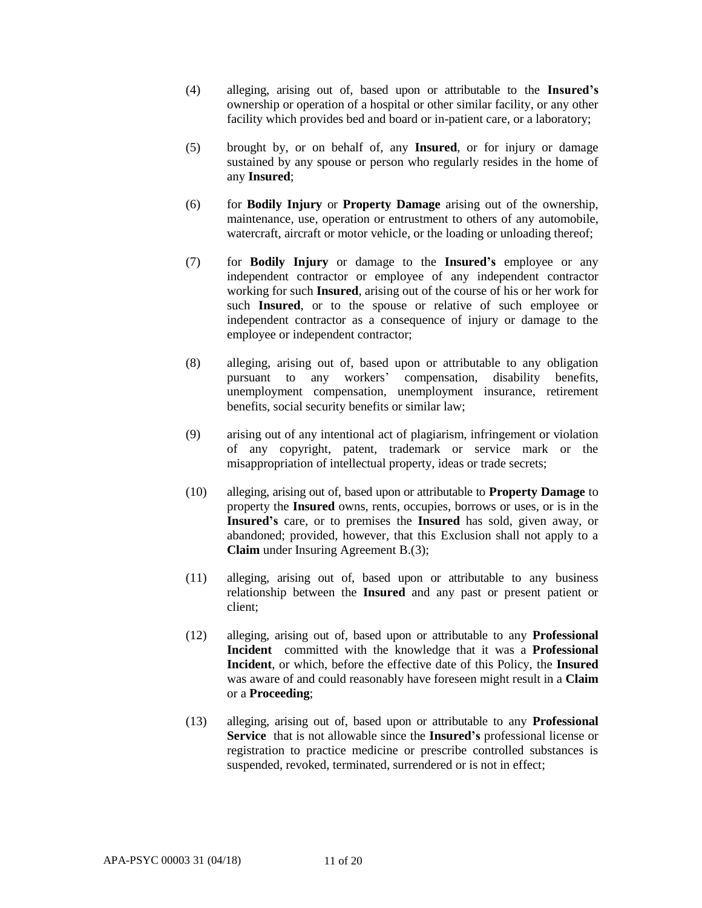(4) alleging, arising out of, based upon or attributable to the **Insured's** ownership or operation of a hospital or other similar facility, or any other facility which provides bed and board or in-patient care, or a laboratory;

(5) brought by, or on behalf of, any **Insured**, or for injury or damage sustained by any spouse or person who regularly resides in the home of any **Insured**;

(6) for **Bodily Injury** or **Property Damage** arising out of the ownership, maintenance, use, operation or entrustment to others of any automobile, watercraft, aircraft or motor vehicle, or the loading or unloading thereof;

(7) for **Bodily Injury** or damage to the **Insured's** employee or any independent contractor or employee of any independent contractor working for such **Insured**, arising out of the course of his or her work for such **Insured**, or to the spouse or relative of such employee or independent contractor as a consequence of injury or damage to the employee or independent contractor;

(8) alleging, arising out of, based upon or attributable to any obligation pursuant to any workers' compensation, disability benefits, unemployment compensation, unemployment insurance, retirement benefits, social security benefits or similar law;

(9) arising out of any intentional act of plagiarism, infringement or violation of any copyright, patent, trademark or service mark or the misappropriation of intellectual property, ideas or trade secrets;

(10) alleging, arising out of, based upon or attributable to **Property Damage** to property the **Insured** owns, rents, occupies, borrows or uses, or is in the **Insured's** care, or to premises the **Insured** has sold, given away, or abandoned; provided, however, that this Exclusion shall not apply to a **Claim** under Insuring Agreement B.(3);

(11) alleging, arising out of, based upon or attributable to any business relationship between the **Insured** and any past or present patient or client;

(12) alleging, arising out of, based upon or attributable to any **Professional Incident** committed with the knowledge that it was a **Professional Incident**, or which, before the effective date of this Policy, the **Insured** was aware of and could reasonably have foreseen might result in a **Claim** or a **Proceeding**;

(13) alleging, arising out of, based upon or attributable to any **Professional Service** that is not allowable since the **Insured's** professional license or registration to practice medicine or prescribe controlled substances is suspended, revoked, terminated, surrendered or is not in effect;

APA-PSYC 00003 31 (04/18)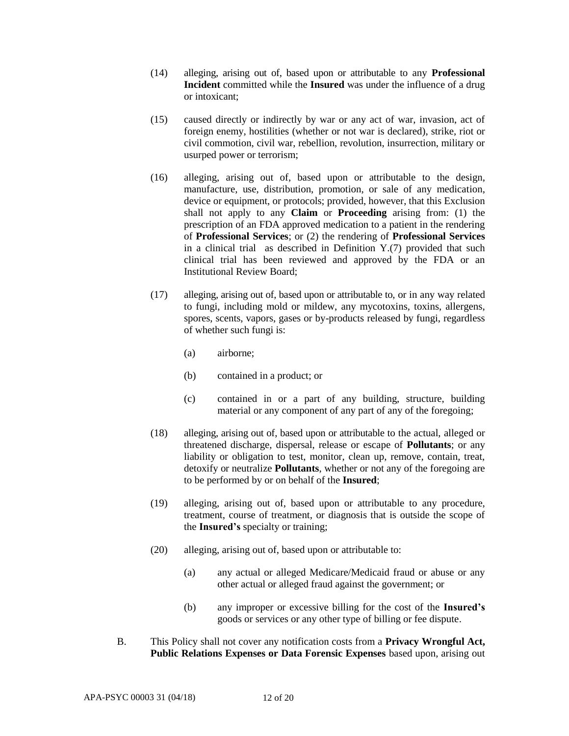(14) alleging, arising out of, based upon or attributable to any **Professional Incident** committed while the **Insured** was under the influence of a drug or intoxicant;

(15) caused directly or indirectly by war or any act of war, invasion, act of foreign enemy, hostilities (whether or not war is declared), strike, riot or civil commotion, civil war, rebellion, revolution, insurrection, military or usurped power or terrorism;

(16) alleging, arising out of, based upon or attributable to the design, manufacture, use, distribution, promotion, or sale of any medication, device or equipment, or protocols; provided, however, that this Exclusion shall not apply to any **Claim** or **Proceeding** arising from: (1) the prescription of an FDA approved medication to a patient in the rendering of **Professional Services**; or (2) the rendering of **Professional Services** in a clinical trial as described in Definition Y.(7) provided that such clinical trial has been reviewed and approved by the FDA or an Institutional Review Board;

(17) alleging, arising out of, based upon or attributable to, or in any way related to fungi, including mold or mildew, any mycotoxins, toxins, allergens, spores, scents, vapors, gases or by-products released by fungi, regardless of whether such fungi is:

 (a) airborne;

 (b) contained in a product; or

 (c) contained in or a part of any building, structure, building material or any component of any part of any of the foregoing;

(18) alleging, arising out of, based upon or attributable to the actual, alleged or threatened discharge, dispersal, release or escape of **Pollutants**; or any liability or obligation to test, monitor, clean up, remove, contain, treat, detoxify or neutralize **Pollutants**, whether or not any of the foregoing are to be performed by or on behalf of the **Insured**;

(19) alleging, arising out of, based upon or attributable to any procedure, treatment, course of treatment, or diagnosis that is outside the scope of the **Insured's** specialty or training;

(20) alleging, arising out of, based upon or attributable to:

 (a) any actual or alleged Medicare/Medicaid fraud or abuse or any other actual or alleged fraud against the government; or

 (b) any improper or excessive billing for the cost of the **Insured's** goods or services or any other type of billing or fee dispute.

B. This Policy shall not cover any notification costs from a **Privacy Wrongful Act, Public Relations Expenses or Data Forensic Expenses** based upon, arising out

APA-PSYC 00003 31 (04/18)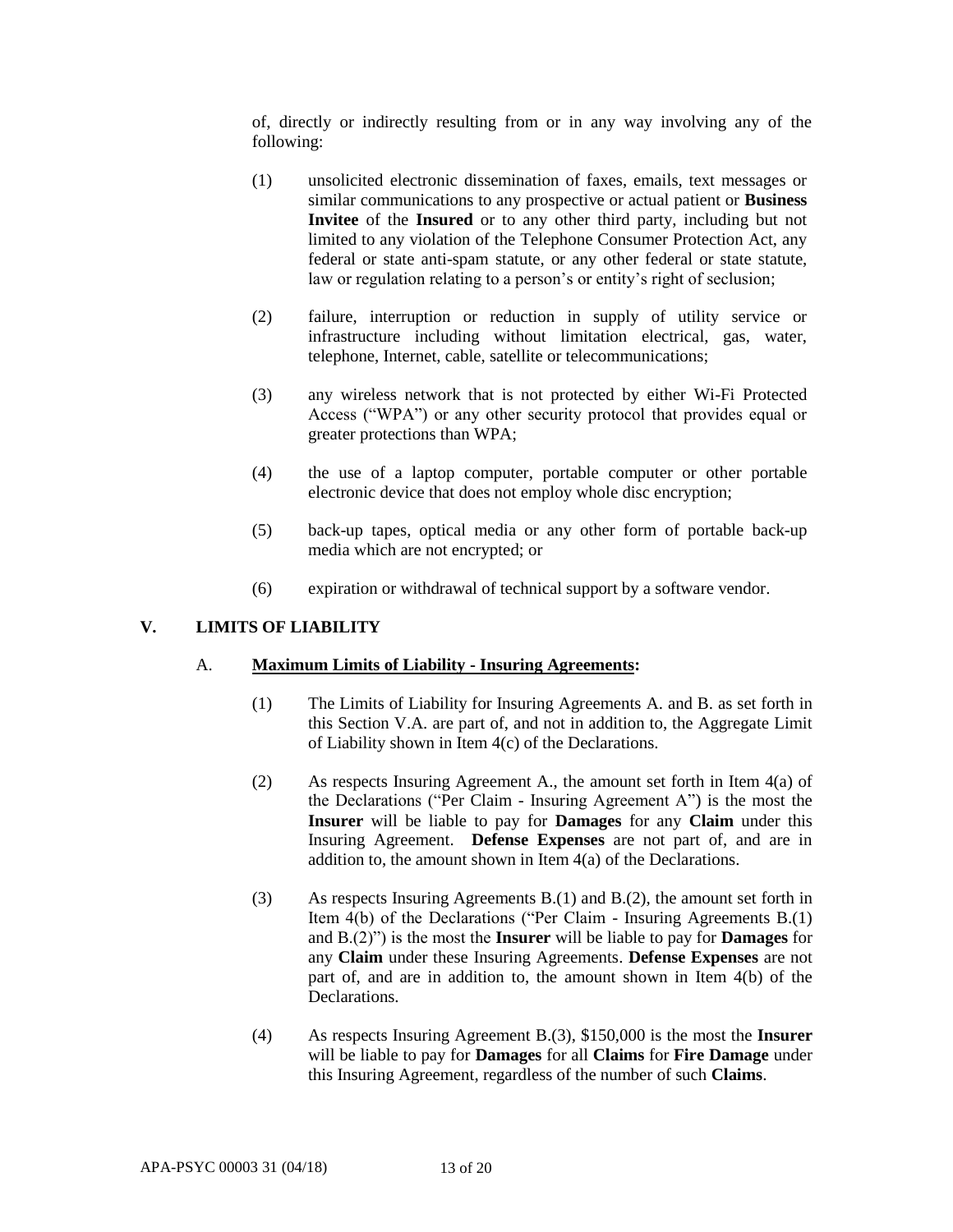of, directly or indirectly resulting from or in any way involving any of the following:

(1) unsolicited electronic dissemination of faxes, emails, text messages or similar communications to any prospective or actual patient or **Business Invitee** of the **Insured** or to any other third party, including but not limited to any violation of the Telephone Consumer Protection Act, any federal or state anti-spam statute, or any other federal or state statute, law or regulation relating to a person's or entity's right of seclusion;

(2) failure, interruption or reduction in supply of utility service or infrastructure including without limitation electrical, gas, water, telephone, Internet, cable, satellite or telecommunications;

(3) any wireless network that is not protected by either Wi-Fi Protected Access ("WPA") or any other security protocol that provides equal or greater protections than WPA;

(4) the use of a laptop computer, portable computer or other portable electronic device that does not employ whole disc encryption;

(5) back-up tapes, optical media or any other form of portable back-up media which are not encrypted; or

(6) expiration or withdrawal of technical support by a software vendor.

## V. LIMITS OF LIABILITY

### A. Maximum Limits of Liability - Insuring Agreements:

(1) The Limits of Liability for Insuring Agreements A. and B. as set forth in this Section V.A. are part of, and not in addition to, the Aggregate Limit of Liability shown in Item 4(c) of the Declarations.

(2) As respects Insuring Agreement A., the amount set forth in Item 4(a) of the Declarations ("Per Claim - Insuring Agreement A") is the most the **Insurer** will be liable to pay for **Damages** for any **Claim** under this Insuring Agreement. **Defense Expenses** are not part of, and are in addition to, the amount shown in Item 4(a) of the Declarations.

(3) As respects Insuring Agreements B.(1) and B.(2), the amount set forth in Item 4(b) of the Declarations ("Per Claim - Insuring Agreements B.(1) and B.(2)") is the most the **Insurer** will be liable to pay for **Damages** for any **Claim** under these Insuring Agreements. **Defense Expenses** are not part of, and are in addition to, the amount shown in Item 4(b) of the Declarations.

(4) As respects Insuring Agreement B.(3), $150,000 is the most the **Insurer** will be liable to pay for **Damages** for all **Claims** for **Fire Damage** under this Insuring Agreement, regardless of the number of such **Claims**.

APA-PSYC 00003 31 (04/18)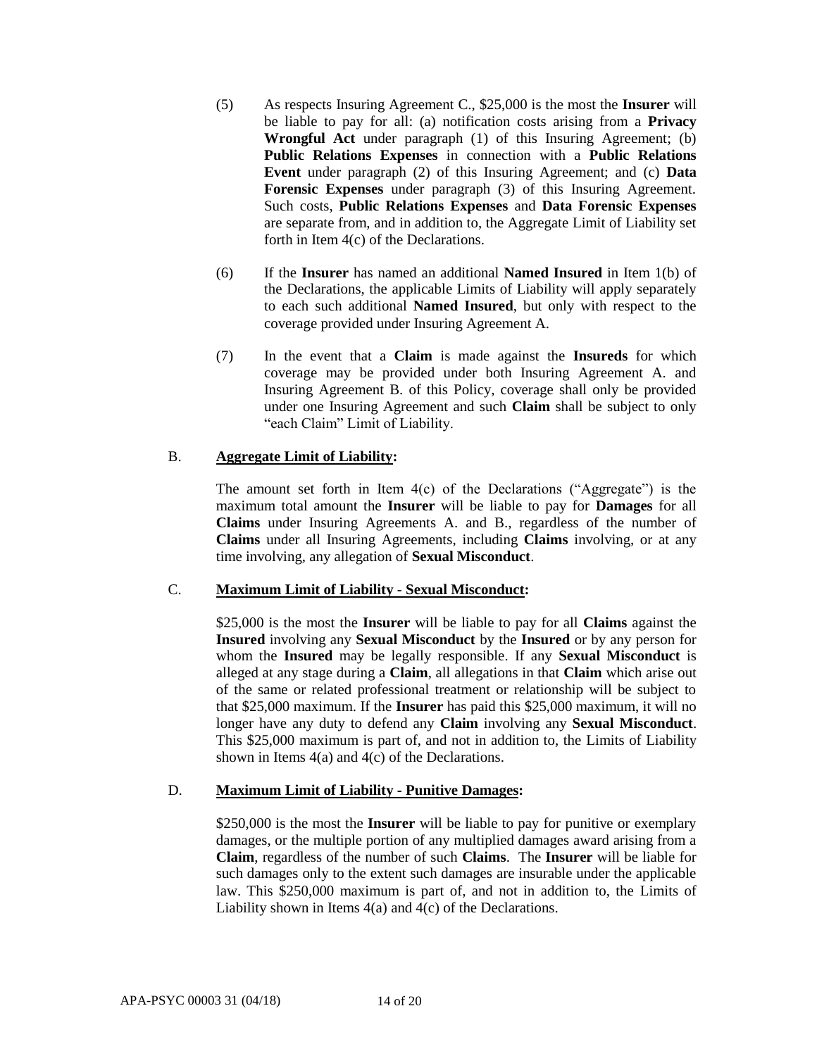(5) As respects Insuring Agreement C., $25,000 is the most the **Insurer** will be liable to pay for all: (a) notification costs arising from a **Privacy Wrongful Act** under paragraph (1) of this Insuring Agreement; (b) **Public Relations Expenses** in connection with a **Public Relations Event** under paragraph (2) of this Insuring Agreement; and (c) **Data Forensic Expenses** under paragraph (3) of this Insuring Agreement. Such costs, **Public Relations Expenses** and **Data Forensic Expenses** are separate from, and in addition to, the Aggregate Limit of Liability set forth in Item 4(c) of the Declarations.

(6) If the **Insurer** has named an additional **Named Insured** in Item 1(b) of the Declarations, the applicable Limits of Liability will apply separately to each such additional **Named Insured**, but only with respect to the coverage provided under Insuring Agreement A.

(7) In the event that a **Claim** is made against the **Insureds** for which coverage may be provided under both Insuring Agreement A. and Insuring Agreement B. of this Policy, coverage shall only be provided under one Insuring Agreement and such **Claim** shall be subject to only "each Claim" Limit of Liability.

B. **Aggregate Limit of Liability:**

The amount set forth in Item 4(c) of the Declarations ("Aggregate") is the maximum total amount the **Insurer** will be liable to pay for **Damages** for all **Claims** under Insuring Agreements A. and B., regardless of the number of **Claims** under all Insuring Agreements, including **Claims** involving, or at any time involving, any allegation of **Sexual Misconduct**.

C. **Maximum Limit of Liability - Sexual Misconduct:**

$25,000 is the most the **Insurer** will be liable to pay for all **Claims** against the **Insured** involving any **Sexual Misconduct** by the **Insured** or by any person for whom the **Insured** may be legally responsible. If any **Sexual Misconduct** is alleged at any stage during a **Claim**, all allegations in that **Claim** which arise out of the same or related professional treatment or relationship will be subject to that $25,000 maximum. If the **Insurer** has paid this $25,000 maximum, it will no longer have any duty to defend any **Claim** involving any **Sexual Misconduct**. This $25,000 maximum is part of, and not in addition to, the Limits of Liability shown in Items 4(a) and 4(c) of the Declarations.

D. **Maximum Limit of Liability - Punitive Damages:**

$250,000 is the most the **Insurer** will be liable to pay for punitive or exemplary damages, or the multiple portion of any multiplied damages award arising from a **Claim**, regardless of the number of such **Claims**. The **Insurer** will be liable for such damages only to the extent such damages are insurable under the applicable law. This $250,000 maximum is part of, and not in addition to, the Limits of Liability shown in Items 4(a) and 4(c) of the Declarations.

APA-PSYC 00003 31 (04/18)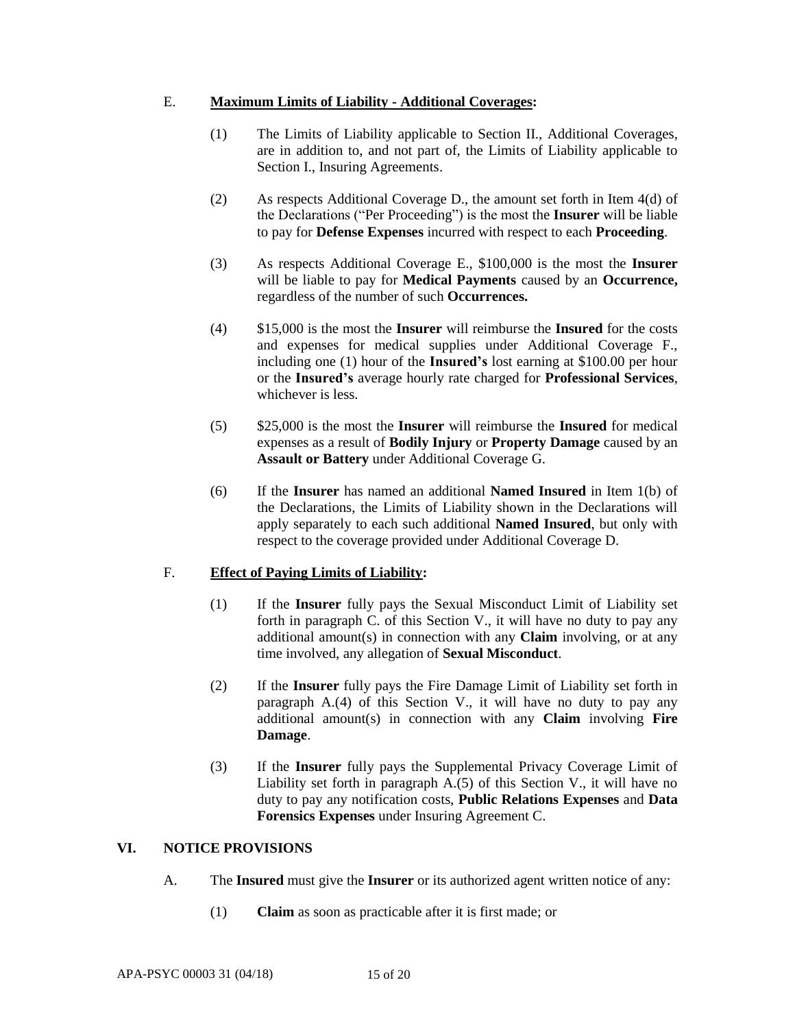E. **<u>Maximum Limits of Liability - Additional Coverages</u>:**

(1) The Limits of Liability applicable to Section II., Additional Coverages, are in addition to, and not part of, the Limits of Liability applicable to Section I., Insuring Agreements.

(2) As respects Additional Coverage D., the amount set forth in Item 4(d) of the Declarations ("Per Proceeding") is the most the **Insurer** will be liable to pay for **Defense Expenses** incurred with respect to each **Proceeding**.

(3) As respects Additional Coverage E., $100,000 is the most the **Insurer** will be liable to pay for **Medical Payments** caused by an **Occurrence,** regardless of the number of such **Occurrences.**

(4) $15,000 is the most the **Insurer** will reimburse the **Insured** for the costs and expenses for medical supplies under Additional Coverage F., including one (1) hour of the **Insured's** lost earning at $100.00 per hour or the **Insured's** average hourly rate charged for **Professional Services**, whichever is less.

(5) $25,000 is the most the **Insurer** will reimburse the **Insured** for medical expenses as a result of **Bodily Injury** or **Property Damage** caused by an **Assault or Battery** under Additional Coverage G.

(6) If the **Insurer** has named an additional **Named Insured** in Item 1(b) of the Declarations, the Limits of Liability shown in the Declarations will apply separately to each such additional **Named Insured**, but only with respect to the coverage provided under Additional Coverage D.

F. **<u>Effect of Paying Limits of Liability</u>:**

(1) If the **Insurer** fully pays the Sexual Misconduct Limit of Liability set forth in paragraph C. of this Section V., it will have no duty to pay any additional amount(s) in connection with any **Claim** involving, or at any time involved, any allegation of **Sexual Misconduct**.

(2) If the **Insurer** fully pays the Fire Damage Limit of Liability set forth in paragraph A.(4) of this Section V., it will have no duty to pay any additional amount(s) in connection with any **Claim** involving **Fire Damage**.

(3) If the **Insurer** fully pays the Supplemental Privacy Coverage Limit of Liability set forth in paragraph A.(5) of this Section V., it will have no duty to pay any notification costs, **Public Relations Expenses** and **Data Forensics Expenses** under Insuring Agreement C.

## VI. NOTICE PROVISIONS

A. The **Insured** must give the **Insurer** or its authorized agent written notice of any:

(1) **Claim** as soon as practicable after it is first made; or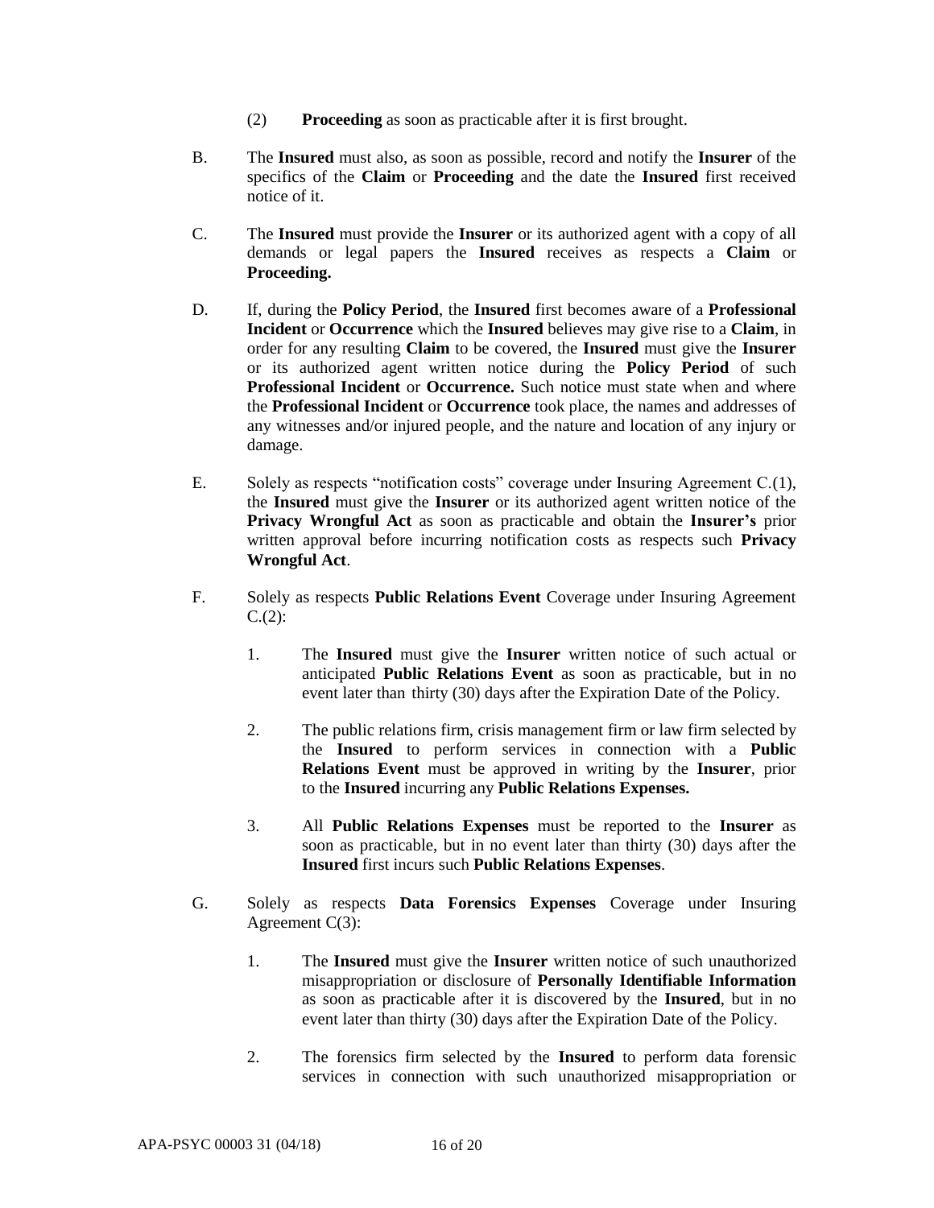(2) **Proceeding** as soon as practicable after it is first brought.

B. The **Insured** must also, as soon as possible, record and notify the **Insurer** of the specifics of the **Claim** or **Proceeding** and the date the **Insured** first received notice of it.

C. The **Insured** must provide the **Insurer** or its authorized agent with a copy of all demands or legal papers the **Insured** receives as respects a **Claim** or **Proceeding.**

D. If, during the **Policy Period**, the **Insured** first becomes aware of a **Professional Incident** or **Occurrence** which the **Insured** believes may give rise to a **Claim**, in order for any resulting **Claim** to be covered, the **Insured** must give the **Insurer** or its authorized agent written notice during the **Policy Period** of such **Professional Incident** or **Occurrence.** Such notice must state when and where the **Professional Incident** or **Occurrence** took place, the names and addresses of any witnesses and/or injured people, and the nature and location of any injury or damage.

E. Solely as respects "notification costs" coverage under Insuring Agreement C.(1), the **Insured** must give the **Insurer** or its authorized agent written notice of the **Privacy Wrongful Act** as soon as practicable and obtain the **Insurer's** prior written approval before incurring notification costs as respects such **Privacy Wrongful Act**.

F. Solely as respects **Public Relations Event** Coverage under Insuring Agreement C.(2):

1. The **Insured** must give the **Insurer** written notice of such actual or anticipated **Public Relations Event** as soon as practicable, but in no event later than thirty (30) days after the Expiration Date of the Policy.

2. The public relations firm, crisis management firm or law firm selected by the **Insured** to perform services in connection with a **Public Relations Event** must be approved in writing by the **Insurer**, prior to the **Insured** incurring any **Public Relations Expenses.**

3. All **Public Relations Expenses** must be reported to the **Insurer** as soon as practicable, but in no event later than thirty (30) days after the **Insured** first incurs such **Public Relations Expenses**.

G. Solely as respects **Data Forensics Expenses** Coverage under Insuring Agreement C(3):

1. The **Insured** must give the **Insurer** written notice of such unauthorized misappropriation or disclosure of **Personally Identifiable Information** as soon as practicable after it is discovered by the **Insured**, but in no event later than thirty (30) days after the Expiration Date of the Policy.

2. The forensics firm selected by the **Insured** to perform data forensic services in connection with such unauthorized misappropriation or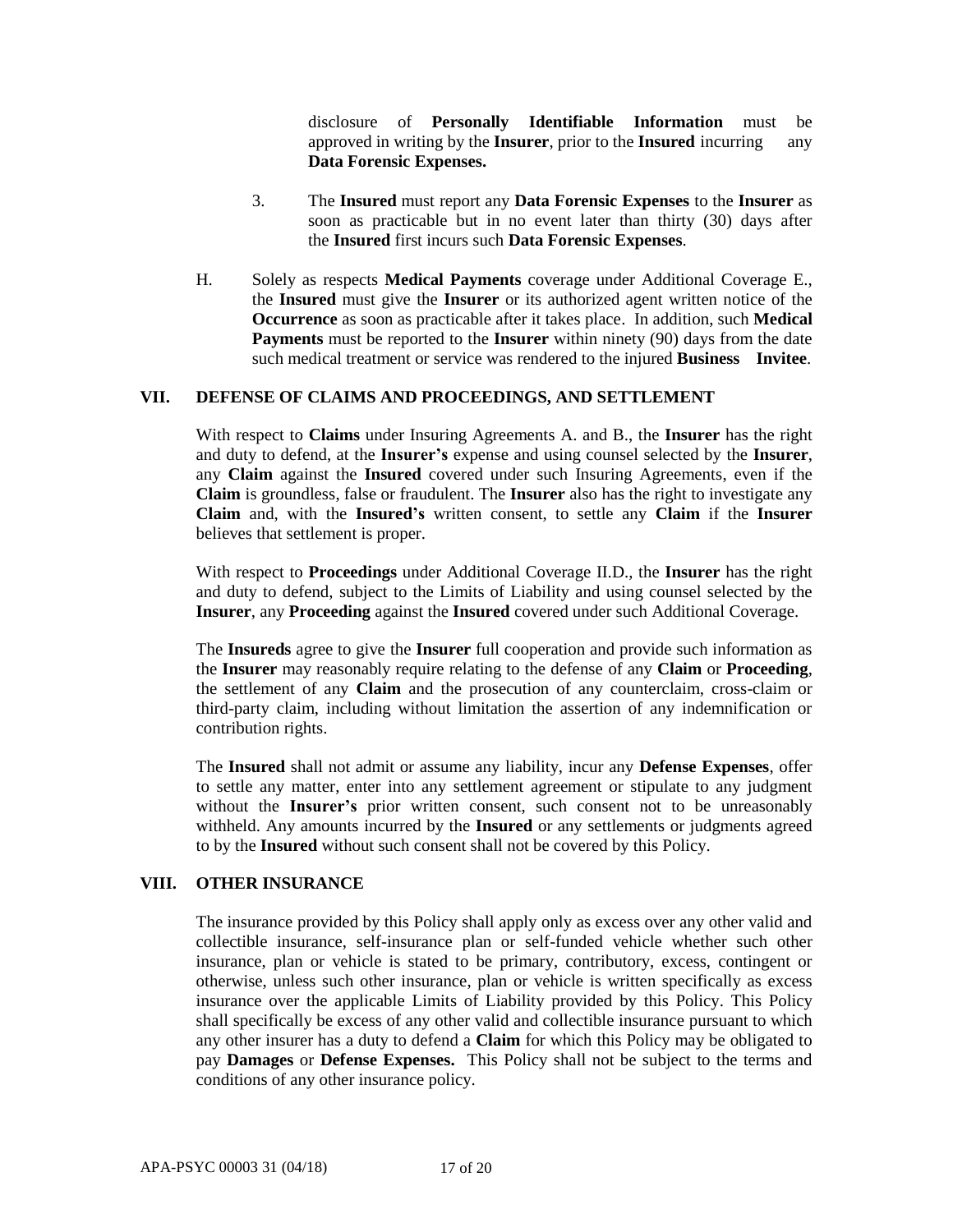disclosure of **Personally Identifiable Information** must be approved in writing by the **Insurer**, prior to the **Insured** incurring any **Data Forensic Expenses.**

3. The **Insured** must report any **Data Forensic Expenses** to the **Insurer** as soon as practicable but in no event later than thirty (30) days after the **Insured** first incurs such **Data Forensic Expenses**.

H. Solely as respects **Medical Payments** coverage under Additional Coverage E., the **Insured** must give the **Insurer** or its authorized agent written notice of the **Occurrence** as soon as practicable after it takes place. In addition, such **Medical Payments** must be reported to the **Insurer** within ninety (90) days from the date such medical treatment or service was rendered to the injured **Business Invitee**.

## VII. DEFENSE OF CLAIMS AND PROCEEDINGS, AND SETTLEMENT

With respect to **Claims** under Insuring Agreements A. and B., the **Insurer** has the right and duty to defend, at the **Insurer's** expense and using counsel selected by the **Insurer**, any **Claim** against the **Insured** covered under such Insuring Agreements, even if the **Claim** is groundless, false or fraudulent. The **Insurer** also has the right to investigate any **Claim** and, with the **Insured's** written consent, to settle any **Claim** if the **Insurer** believes that settlement is proper.

With respect to **Proceedings** under Additional Coverage II.D., the **Insurer** has the right and duty to defend, subject to the Limits of Liability and using counsel selected by the **Insurer**, any **Proceeding** against the **Insured** covered under such Additional Coverage.

The **Insureds** agree to give the **Insurer** full cooperation and provide such information as the **Insurer** may reasonably require relating to the defense of any **Claim** or **Proceeding**, the settlement of any **Claim** and the prosecution of any counterclaim, cross-claim or third-party claim, including without limitation the assertion of any indemnification or contribution rights.

The **Insured** shall not admit or assume any liability, incur any **Defense Expenses**, offer to settle any matter, enter into any settlement agreement or stipulate to any judgment without the **Insurer's** prior written consent, such consent not to be unreasonably withheld. Any amounts incurred by the **Insured** or any settlements or judgments agreed to by the **Insured** without such consent shall not be covered by this Policy.

## VIII. OTHER INSURANCE

The insurance provided by this Policy shall apply only as excess over any other valid and collectible insurance, self-insurance plan or self-funded vehicle whether such other insurance, plan or vehicle is stated to be primary, contributory, excess, contingent or otherwise, unless such other insurance, plan or vehicle is written specifically as excess insurance over the applicable Limits of Liability provided by this Policy. This Policy shall specifically be excess of any other valid and collectible insurance pursuant to which any other insurer has a duty to defend a **Claim** for which this Policy may be obligated to pay **Damages** or **Defense Expenses.** This Policy shall not be subject to the terms and conditions of any other insurance policy.

APA-PSYC 00003 31 (04/18)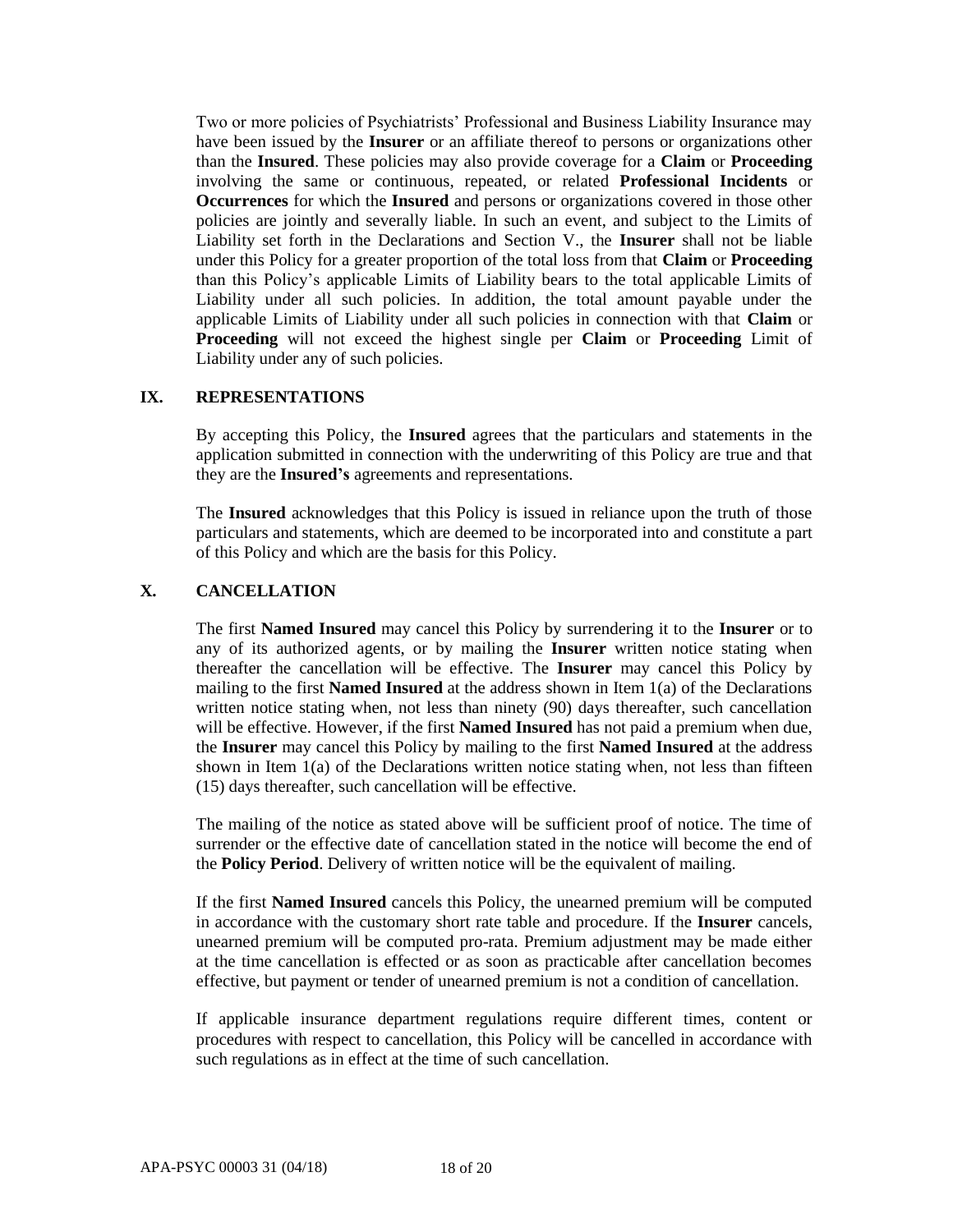Two or more policies of Psychiatrists' Professional and Business Liability Insurance may have been issued by the **Insurer** or an affiliate thereof to persons or organizations other than the **Insured**. These policies may also provide coverage for a **Claim** or **Proceeding** involving the same or continuous, repeated, or related **Professional Incidents** or **Occurrences** for which the **Insured** and persons or organizations covered in those other policies are jointly and severally liable. In such an event, and subject to the Limits of Liability set forth in the Declarations and Section V., the **Insurer** shall not be liable under this Policy for a greater proportion of the total loss from that **Claim** or **Proceeding** than this Policy's applicable Limits of Liability bears to the total applicable Limits of Liability under all such policies. In addition, the total amount payable under the applicable Limits of Liability under all such policies in connection with that **Claim** or **Proceeding** will not exceed the highest single per **Claim** or **Proceeding** Limit of Liability under any of such policies.

## IX. REPRESENTATIONS

By accepting this Policy, the **Insured** agrees that the particulars and statements in the application submitted in connection with the underwriting of this Policy are true and that they are the **Insured's** agreements and representations.

The **Insured** acknowledges that this Policy is issued in reliance upon the truth of those particulars and statements, which are deemed to be incorporated into and constitute a part of this Policy and which are the basis for this Policy.

## X. CANCELLATION

The first **Named Insured** may cancel this Policy by surrendering it to the **Insurer** or to any of its authorized agents, or by mailing the **Insurer** written notice stating when thereafter the cancellation will be effective. The **Insurer** may cancel this Policy by mailing to the first **Named Insured** at the address shown in Item 1(a) of the Declarations written notice stating when, not less than ninety (90) days thereafter, such cancellation will be effective. However, if the first **Named Insured** has not paid a premium when due, the **Insurer** may cancel this Policy by mailing to the first **Named Insured** at the address shown in Item 1(a) of the Declarations written notice stating when, not less than fifteen (15) days thereafter, such cancellation will be effective.

The mailing of the notice as stated above will be sufficient proof of notice. The time of surrender or the effective date of cancellation stated in the notice will become the end of the **Policy Period**. Delivery of written notice will be the equivalent of mailing.

If the first **Named Insured** cancels this Policy, the unearned premium will be computed in accordance with the customary short rate table and procedure. If the **Insurer** cancels, unearned premium will be computed pro-rata. Premium adjustment may be made either at the time cancellation is effected or as soon as practicable after cancellation becomes effective, but payment or tender of unearned premium is not a condition of cancellation.

If applicable insurance department regulations require different times, content or procedures with respect to cancellation, this Policy will be cancelled in accordance with such regulations as in effect at the time of such cancellation.

APA-PSYC 00003 31 (04/18)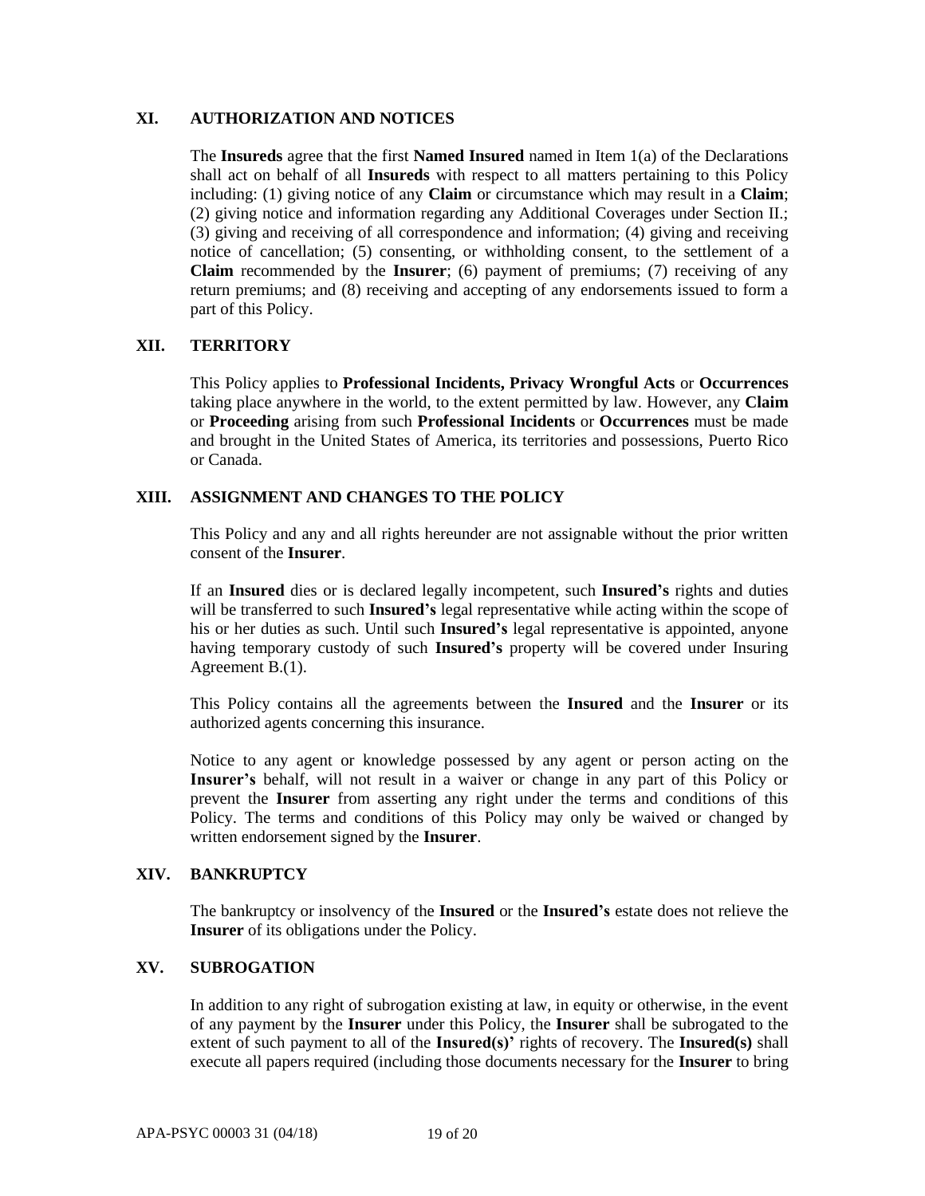## XI. AUTHORIZATION AND NOTICES

The **Insureds** agree that the first **Named Insured** named in Item 1(a) of the Declarations shall act on behalf of all **Insureds** with respect to all matters pertaining to this Policy including: (1) giving notice of any **Claim** or circumstance which may result in a **Claim**; (2) giving notice and information regarding any Additional Coverages under Section II.; (3) giving and receiving of all correspondence and information; (4) giving and receiving notice of cancellation; (5) consenting, or withholding consent, to the settlement of a **Claim** recommended by the **Insurer**; (6) payment of premiums; (7) receiving of any return premiums; and (8) receiving and accepting of any endorsements issued to form a part of this Policy.

## XII. TERRITORY

This Policy applies to **Professional Incidents, Privacy Wrongful Acts** or **Occurrences** taking place anywhere in the world, to the extent permitted by law. However, any **Claim** or **Proceeding** arising from such **Professional Incidents** or **Occurrences** must be made and brought in the United States of America, its territories and possessions, Puerto Rico or Canada.

## XIII. ASSIGNMENT AND CHANGES TO THE POLICY

This Policy and any and all rights hereunder are not assignable without the prior written consent of the **Insurer**.

If an **Insured** dies or is declared legally incompetent, such **Insured's** rights and duties will be transferred to such **Insured's** legal representative while acting within the scope of his or her duties as such. Until such **Insured's** legal representative is appointed, anyone having temporary custody of such **Insured's** property will be covered under Insuring Agreement B.(1).

This Policy contains all the agreements between the **Insured** and the **Insurer** or its authorized agents concerning this insurance.

Notice to any agent or knowledge possessed by any agent or person acting on the **Insurer's** behalf, will not result in a waiver or change in any part of this Policy or prevent the **Insurer** from asserting any right under the terms and conditions of this Policy. The terms and conditions of this Policy may only be waived or changed by written endorsement signed by the **Insurer**.

## XIV. BANKRUPTCY

The bankruptcy or insolvency of the **Insured** or the **Insured's** estate does not relieve the **Insurer** of its obligations under the Policy.

## XV. SUBROGATION

In addition to any right of subrogation existing at law, in equity or otherwise, in the event of any payment by the **Insurer** under this Policy, the **Insurer** shall be subrogated to the extent of such payment to all of the **Insured(s)'** rights of recovery. The **Insured(s)** shall execute all papers required (including those documents necessary for the **Insurer** to bring

APA-PSYC 00003 31 (04/18)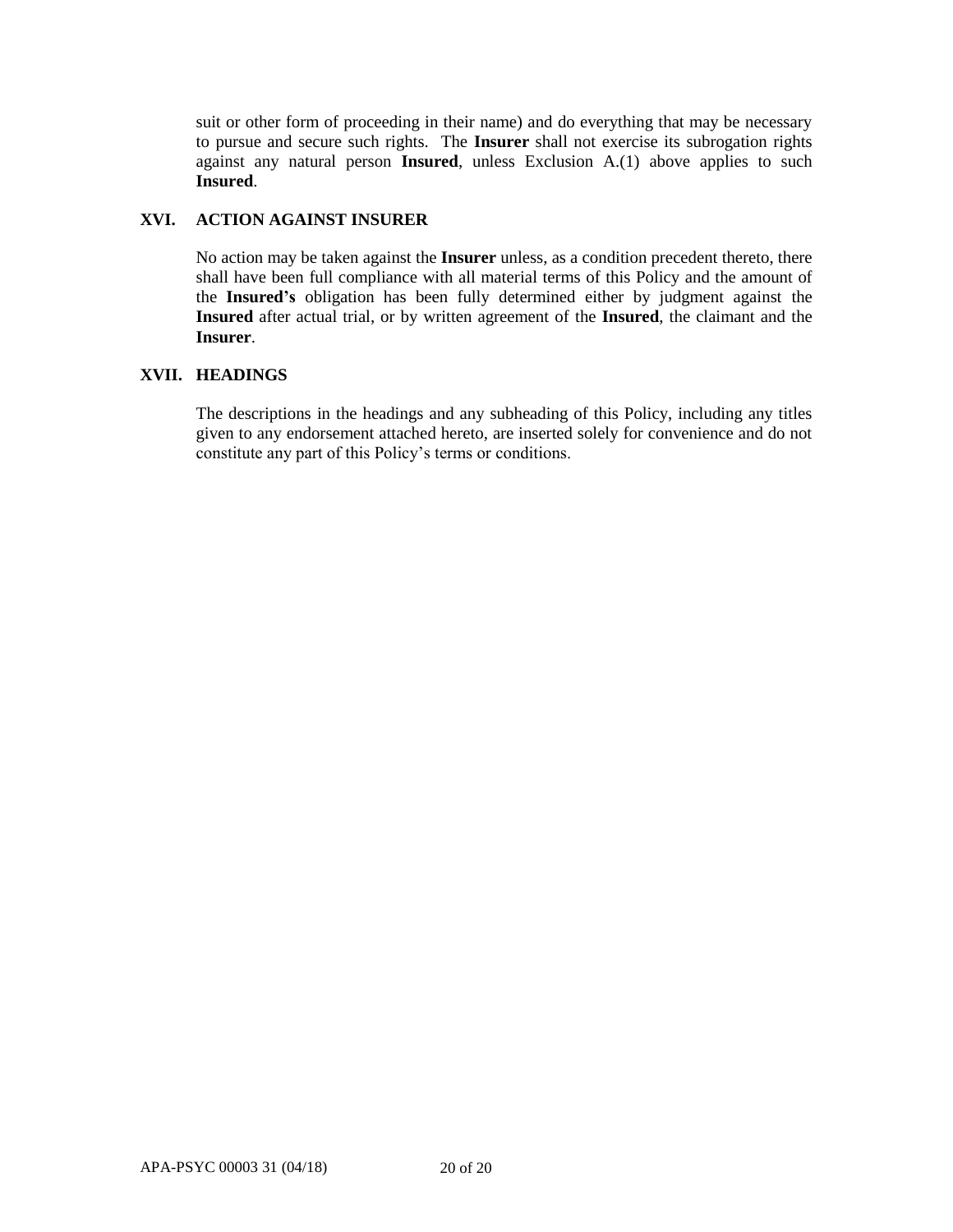suit or other form of proceeding in their name) and do everything that may be necessary to pursue and secure such rights. The **Insurer** shall not exercise its subrogation rights against any natural person **Insured**, unless Exclusion A.(1) above applies to such **Insured**.

## XVI. ACTION AGAINST INSURER

No action may be taken against the **Insurer** unless, as a condition precedent thereto, there shall have been full compliance with all material terms of this Policy and the amount of the **Insured's** obligation has been fully determined either by judgment against the **Insured** after actual trial, or by written agreement of the **Insured**, the claimant and the **Insurer**.

## XVII. HEADINGS

The descriptions in the headings and any subheading of this Policy, including any titles given to any endorsement attached hereto, are inserted solely for convenience and do not constitute any part of this Policy's terms or conditions.